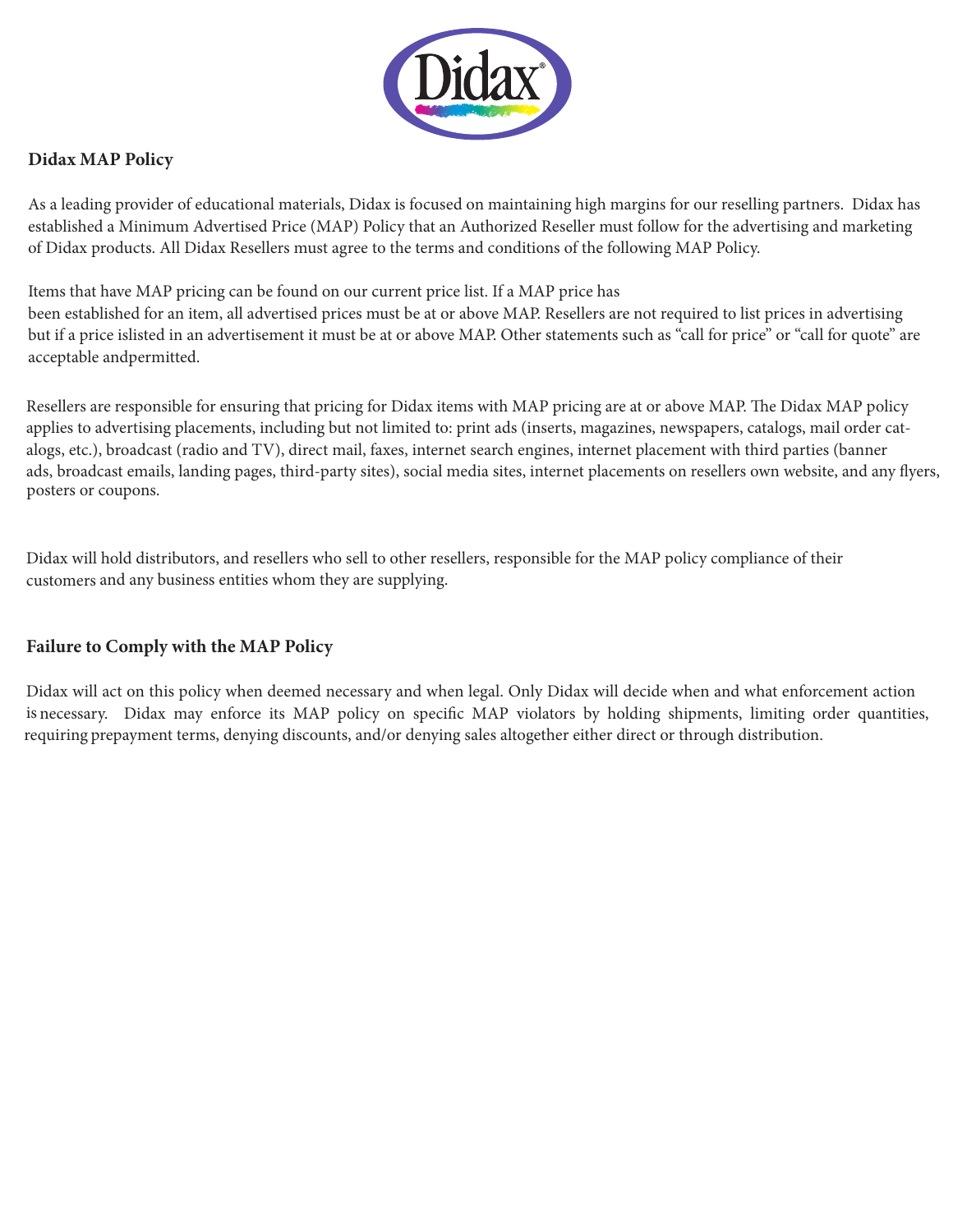## Didax MAP Policy

As a leading provider of educational materials, Didax is focused on maintaining high margins for our reselling partners. Didax has established a Minimum Advertised Price (MAP) Policy that an Authorized Reseller must follow for the advertising and marketing of Didax products. All Didax Resellers must agree to the terms and conditions of the following MAP Policy.

Items that have MAP pricing can be found on our current price list. If a MAP price has been established for an item, all advertised prices must be at or above MAP. Resellers are not required to list prices in advertising but if a price islisted in an advertisement it must be at or above MAP. Other statements such as "call for price" or "call for quote" are acceptable andpermitted.

Resellers are responsible for ensuring that pricing for Didax items with MAP pricing are at or above MAP. The Didax MAP policy applies to advertising placements, including but not limited to: print ads (inserts, magazines, newspapers, catalogs, mail order catalogs, etc.), broadcast (radio and TV), direct mail, faxes, internet search engines, internet placement with third parties (banner ads, broadcast emails, landing pages, third-party sites), social media sites, internet placements on resellers own website, and any flyers, posters or coupons.

Didax will hold distributors, and resellers who sell to other resellers, responsible for the MAP policy compliance of their customers and any business entities whom they are supplying.

## Failure to Comply with the MAP Policy

Didax will act on this policy when deemed necessary and when legal. Only Didax will decide when and what enforcement action is necessary. Didax may enforce its MAP policy on specific MAP violators by holding shipments, limiting order quantities, requiring prepayment terms, denying discounts, and/or denying sales altogether either direct or through distribution.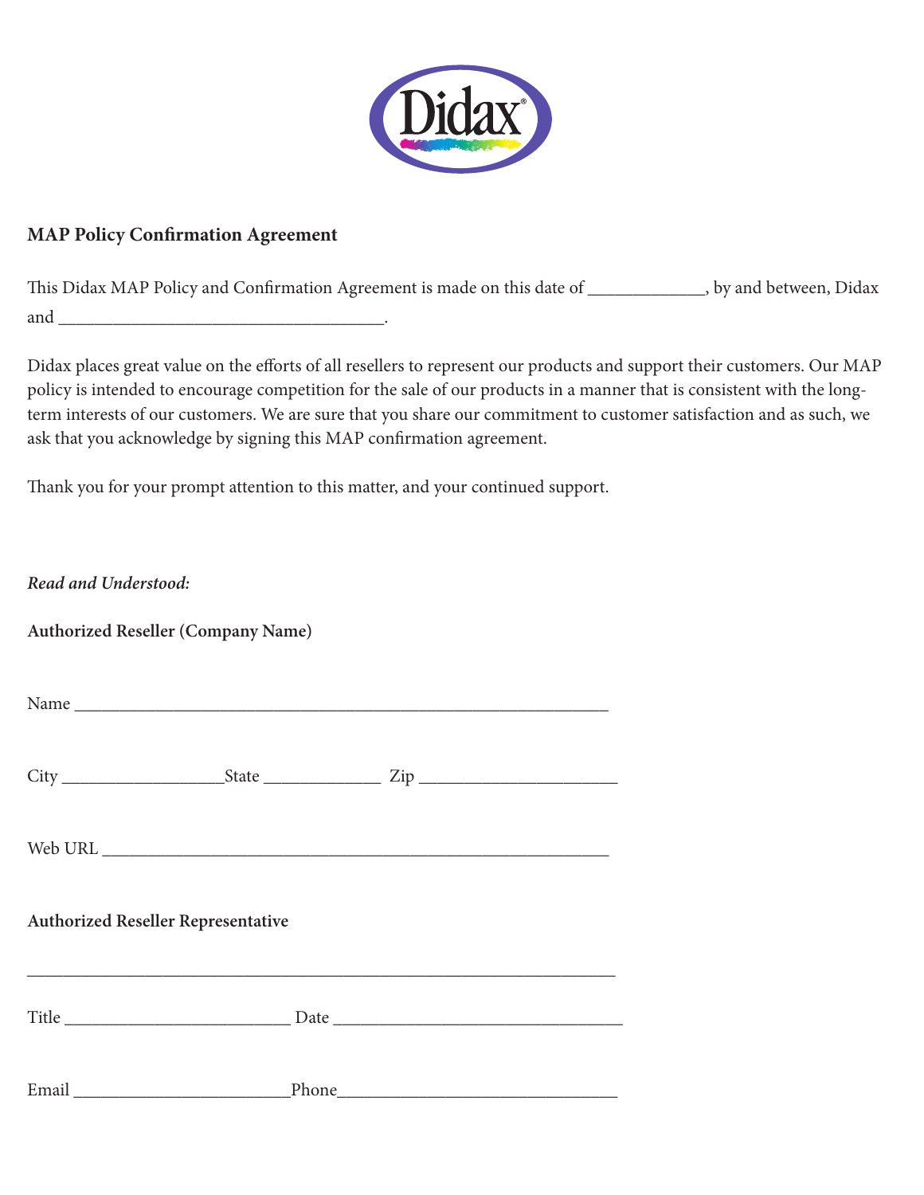Didax®

**MAP Policy Confirmation Agreement**

This Didax MAP Policy and Confirmation Agreement is made on this date of _____________, by and between, Didax and ____________________________________.

Didax places great value on the efforts of all resellers to represent our products and support their customers. Our MAP policy is intended to encourage competition for the sale of our products in a manner that is consistent with the long-term interests of our customers. We are sure that you share our commitment to customer satisfaction and as such, we ask that you acknowledge by signing this MAP confirmation agreement.

Thank you for your prompt attention to this matter, and your continued support.

*Read and Understood:*

**Authorized Reseller (Company Name)**

Name ___________________________________________________________

City __________________State _____________ Zip ______________________

Web URL ________________________________________________________

**Authorized Reseller Representative**

_________________________________________________________________

Title _________________________ Date ________________________________

Email ________________________Phone_______________________________